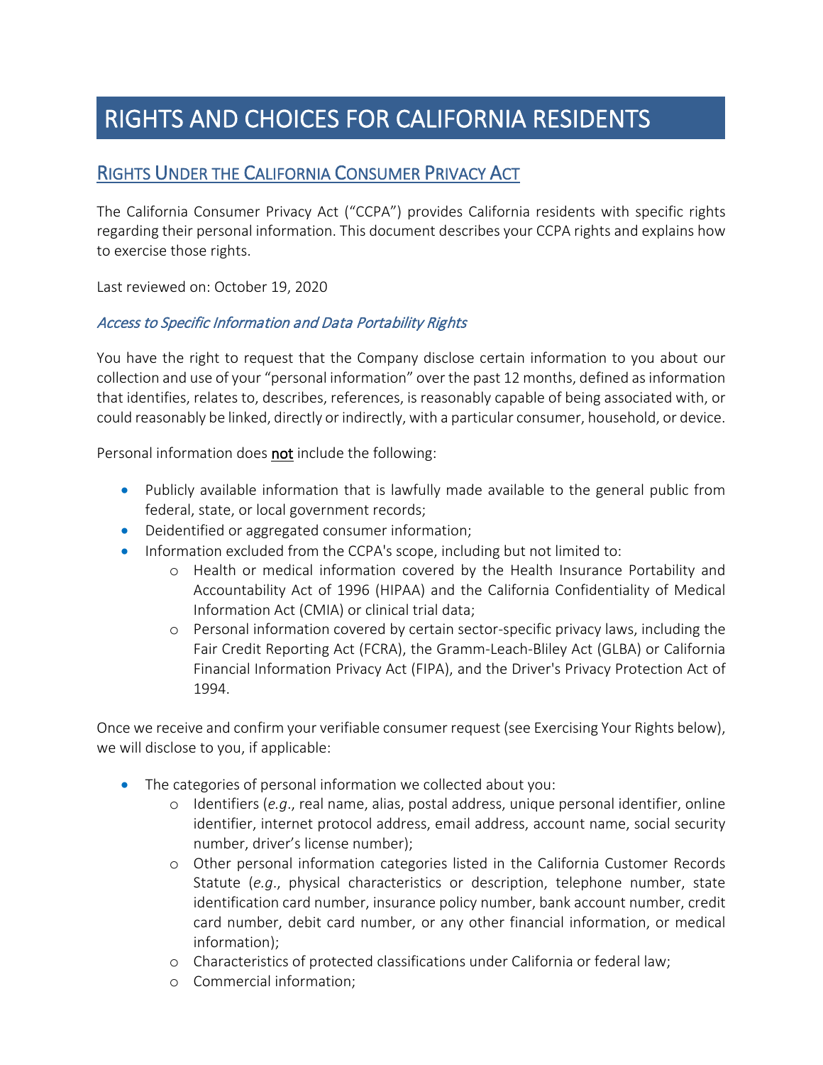# RIGHTS AND CHOICES FOR CALIFORNIA RESIDENTS

## RIGHTS UNDER THE CALIFORNIA CONSUMER PRIVACY ACT

The California Consumer Privacy Act ("CCPA") provides California residents with specific rights regarding their personal information. This document describes your CCPA rights and explains how to exercise those rights.

Last reviewed on: October 19, 2020

### *Access to Specific Information and Data Portability Rights*

You have the right to request that the Company disclose certain information to you about our collection and use of your "personal information" over the past 12 months, defined as information that identifies, relates to, describes, references, is reasonably capable of being associated with, or could reasonably be linked, directly or indirectly, with a particular consumer, household, or device.

Personal information does <u>not</u> include the following:

- Publicly available information that is lawfully made available to the general public from federal, state, or local government records;
- Deidentified or aggregated consumer information;
- Information excluded from the CCPA's scope, including but not limited to:
  - Health or medical information covered by the Health Insurance Portability and Accountability Act of 1996 (HIPAA) and the California Confidentiality of Medical Information Act (CMIA) or clinical trial data;
  - Personal information covered by certain sector-specific privacy laws, including the Fair Credit Reporting Act (FCRA), the Gramm-Leach-Bliley Act (GLBA) or California Financial Information Privacy Act (FIPA), and the Driver's Privacy Protection Act of 1994.

Once we receive and confirm your verifiable consumer request (see Exercising Your Rights below), we will disclose to you, if applicable:

- The categories of personal information we collected about you:
  - Identifiers (*e.g.*, real name, alias, postal address, unique personal identifier, online identifier, internet protocol address, email address, account name, social security number, driver's license number);
  - Other personal information categories listed in the California Customer Records Statute (*e.g.*, physical characteristics or description, telephone number, state identification card number, insurance policy number, bank account number, credit card number, debit card number, or any other financial information, or medical information);
  - Characteristics of protected classifications under California or federal law;
  - Commercial information;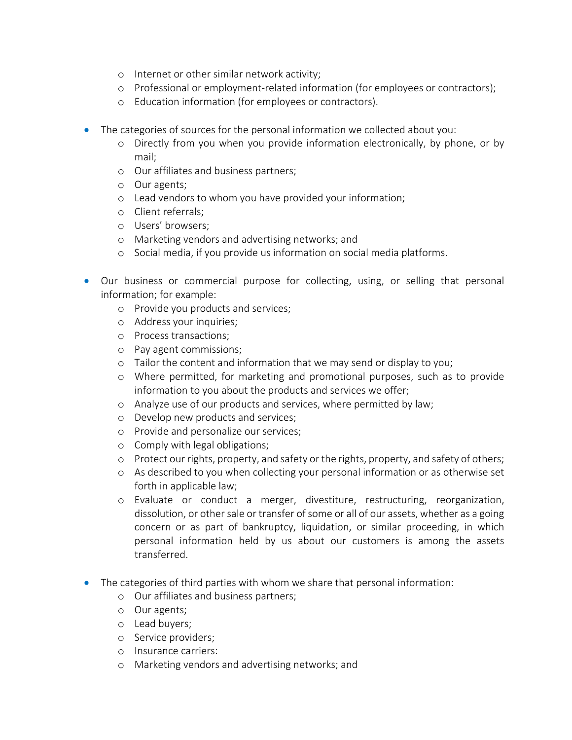- Internet or other similar network activity;
  - Professional or employment-related information (for employees or contractors);
  - Education information (for employees or contractors).

- The categories of sources for the personal information we collected about you:
  - Directly from you when you provide information electronically, by phone, or by mail;
  - Our affiliates and business partners;
  - Our agents;
  - Lead vendors to whom you have provided your information;
  - Client referrals;
  - Users' browsers;
  - Marketing vendors and advertising networks; and
  - Social media, if you provide us information on social media platforms.

- Our business or commercial purpose for collecting, using, or selling that personal information; for example:
  - Provide you products and services;
  - Address your inquiries;
  - Process transactions;
  - Pay agent commissions;
  - Tailor the content and information that we may send or display to you;
  - Where permitted, for marketing and promotional purposes, such as to provide information to you about the products and services we offer;
  - Analyze use of our products and services, where permitted by law;
  - Develop new products and services;
  - Provide and personalize our services;
  - Comply with legal obligations;
  - Protect our rights, property, and safety or the rights, property, and safety of others;
  - As described to you when collecting your personal information or as otherwise set forth in applicable law;
  - Evaluate or conduct a merger, divestiture, restructuring, reorganization, dissolution, or other sale or transfer of some or all of our assets, whether as a going concern or as part of bankruptcy, liquidation, or similar proceeding, in which personal information held by us about our customers is among the assets transferred.

- The categories of third parties with whom we share that personal information:
  - Our affiliates and business partners;
  - Our agents;
  - Lead buyers;
  - Service providers;
  - Insurance carriers:
  - Marketing vendors and advertising networks; and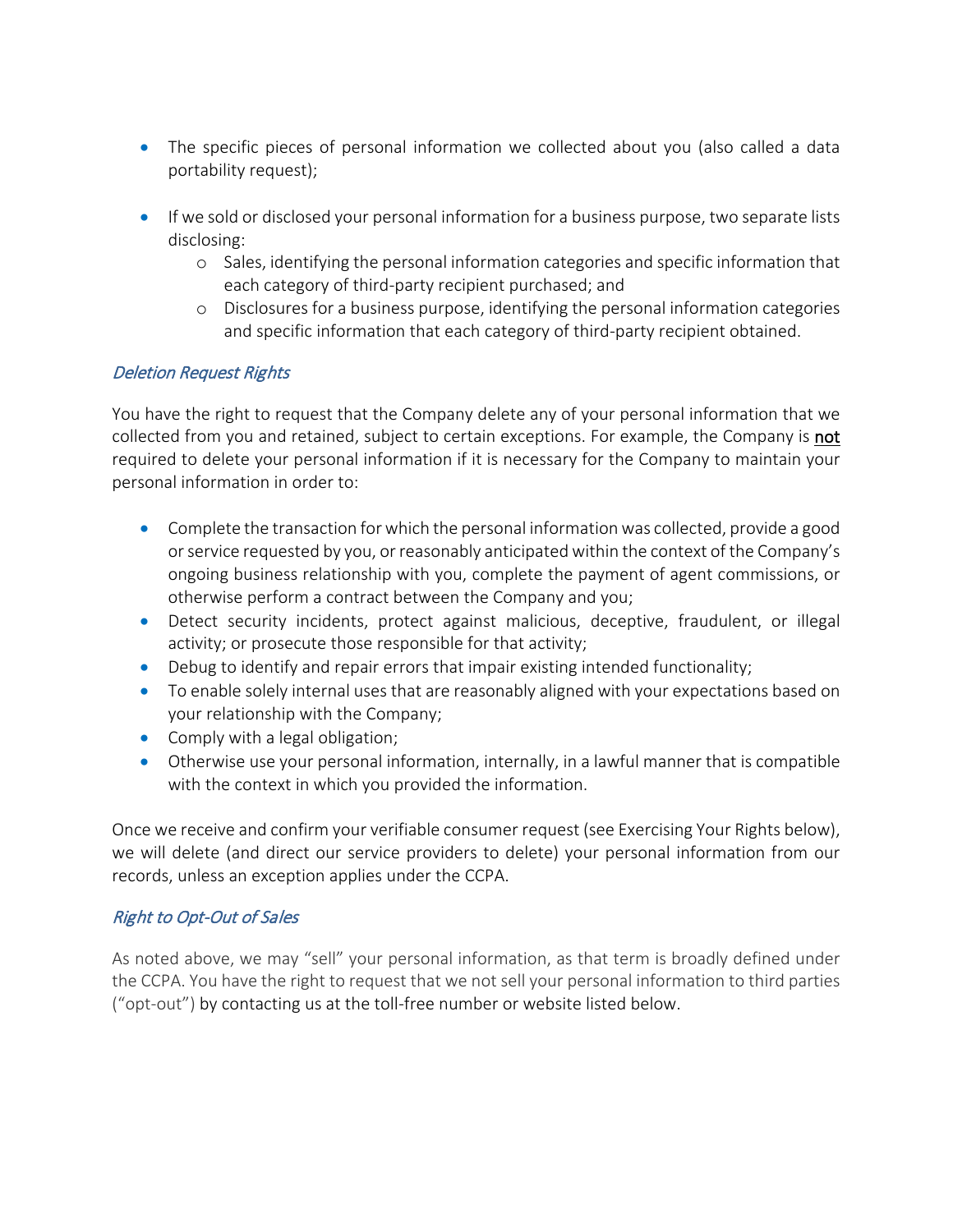- The specific pieces of personal information we collected about you (also called a data portability request);

- If we sold or disclosed your personal information for a business purpose, two separate lists disclosing:
    - Sales, identifying the personal information categories and specific information that each category of third-party recipient purchased; and
    - Disclosures for a business purpose, identifying the personal information categories and specific information that each category of third-party recipient obtained.

### *Deletion Request Rights*

You have the right to request that the Company delete any of your personal information that we collected from you and retained, subject to certain exceptions. For example, the Company is <u>not</u> required to delete your personal information if it is necessary for the Company to maintain your personal information in order to:

- Complete the transaction for which the personal information was collected, provide a good or service requested by you, or reasonably anticipated within the context of the Company's ongoing business relationship with you, complete the payment of agent commissions, or otherwise perform a contract between the Company and you;
- Detect security incidents, protect against malicious, deceptive, fraudulent, or illegal activity; or prosecute those responsible for that activity;
- Debug to identify and repair errors that impair existing intended functionality;
- To enable solely internal uses that are reasonably aligned with your expectations based on your relationship with the Company;
- Comply with a legal obligation;
- Otherwise use your personal information, internally, in a lawful manner that is compatible with the context in which you provided the information.

Once we receive and confirm your verifiable consumer request (see Exercising Your Rights below), we will delete (and direct our service providers to delete) your personal information from our records, unless an exception applies under the CCPA.

### *Right to Opt-Out of Sales*

As noted above, we may "sell" your personal information, as that term is broadly defined under the CCPA. You have the right to request that we not sell your personal information to third parties ("opt-out") by contacting us at the toll-free number or website listed below.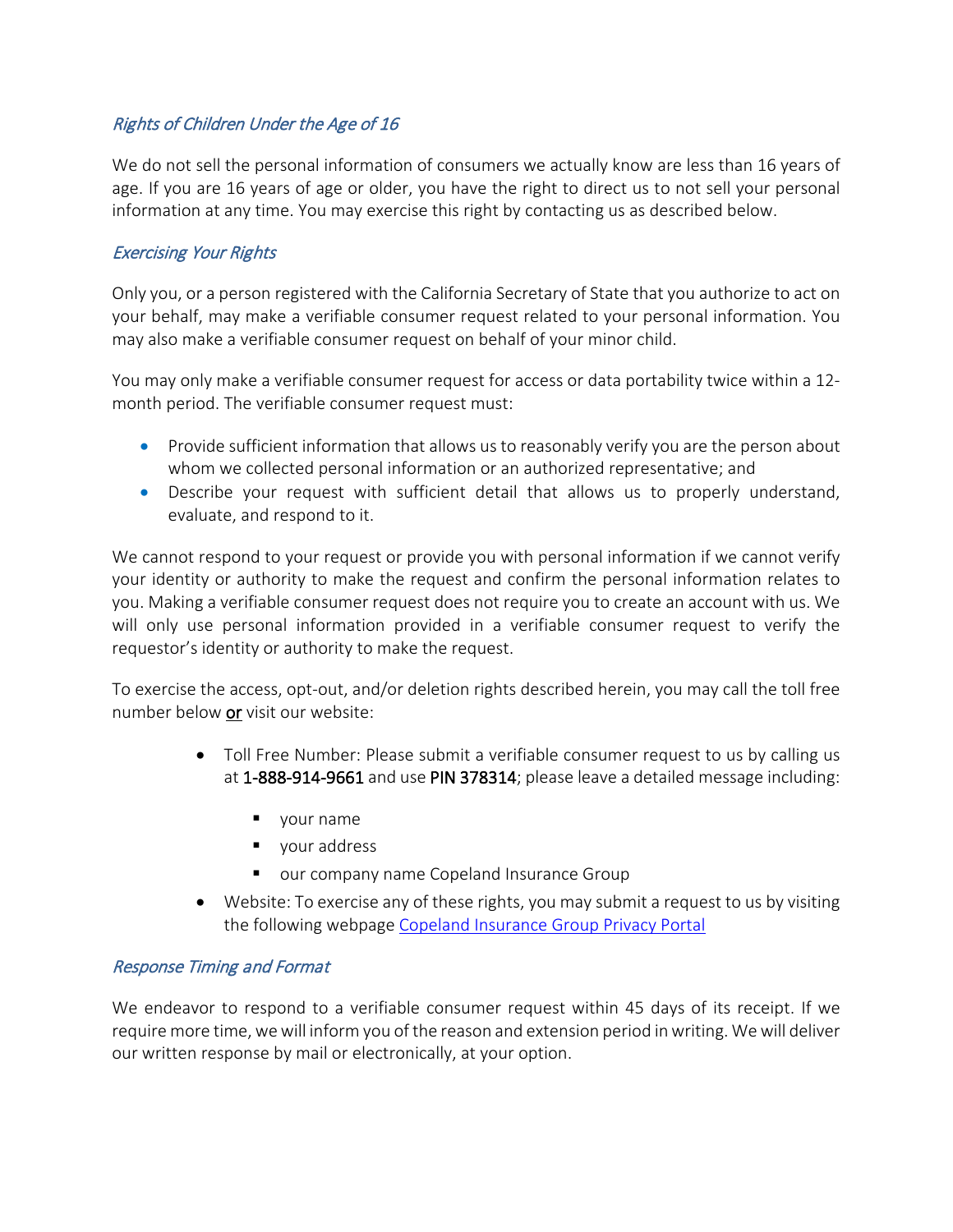### *Rights of Children Under the Age of 16*

We do not sell the personal information of consumers we actually know are less than 16 years of age. If you are 16 years of age or older, you have the right to direct us to not sell your personal information at any time. You may exercise this right by contacting us as described below.

### *Exercising Your Rights*

Only you, or a person registered with the California Secretary of State that you authorize to act on your behalf, may make a verifiable consumer request related to your personal information. You may also make a verifiable consumer request on behalf of your minor child.

You may only make a verifiable consumer request for access or data portability twice within a 12-month period. The verifiable consumer request must:

- Provide sufficient information that allows us to reasonably verify you are the person about whom we collected personal information or an authorized representative; and
- Describe your request with sufficient detail that allows us to properly understand, evaluate, and respond to it.

We cannot respond to your request or provide you with personal information if we cannot verify your identity or authority to make the request and confirm the personal information relates to you. Making a verifiable consumer request does not require you to create an account with us. We will only use personal information provided in a verifiable consumer request to verify the requestor's identity or authority to make the request.

To exercise the access, opt-out, and/or deletion rights described herein, you may call the toll free number below <u>or</u> visit our website:

- Toll Free Number: Please submit a verifiable consumer request to us by calling us at 1-888-914-9661 and use PIN 378314; please leave a detailed message including:
    - your name
    - your address
    - our company name Copeland Insurance Group
- Website: To exercise any of these rights, you may submit a request to us by visiting the following webpage [Copeland Insurance Group Privacy Portal]

### *Response Timing and Format*

We endeavor to respond to a verifiable consumer request within 45 days of its receipt. If we require more time, we will inform you of the reason and extension period in writing. We will deliver our written response by mail or electronically, at your option.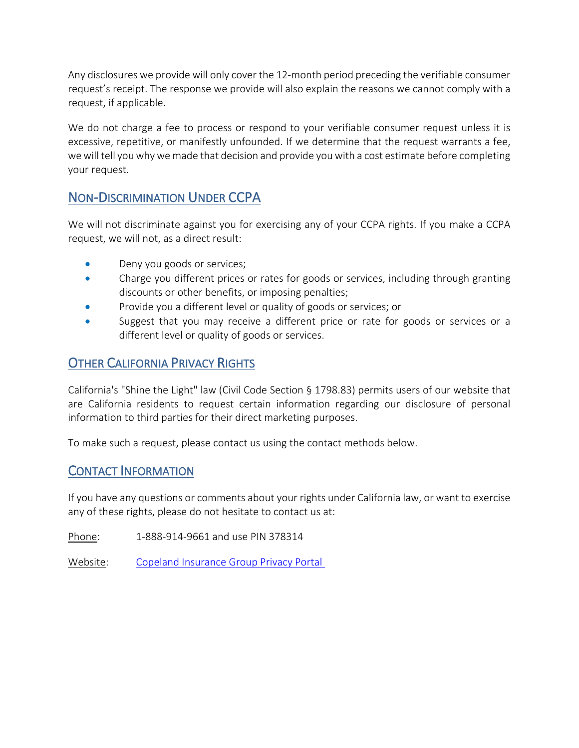Any disclosures we provide will only cover the 12-month period preceding the verifiable consumer request's receipt. The response we provide will also explain the reasons we cannot comply with a request, if applicable.

We do not charge a fee to process or respond to your verifiable consumer request unless it is excessive, repetitive, or manifestly unfounded. If we determine that the request warrants a fee, we will tell you why we made that decision and provide you with a cost estimate before completing your request.

## Non-Discrimination Under CCPA

We will not discriminate against you for exercising any of your CCPA rights. If you make a CCPA request, we will not, as a direct result:

- Deny you goods or services;
- Charge you different prices or rates for goods or services, including through granting discounts or other benefits, or imposing penalties;
- Provide you a different level or quality of goods or services; or
- Suggest that you may receive a different price or rate for goods or services or a different level or quality of goods or services.

## Other California Privacy Rights

California's "Shine the Light" law (Civil Code Section § 1798.83) permits users of our website that are California residents to request certain information regarding our disclosure of personal information to third parties for their direct marketing purposes.

To make such a request, please contact us using the contact methods below.

## Contact Information

If you have any questions or comments about your rights under California law, or want to exercise any of these rights, please do not hesitate to contact us at:

Phone: 1-888-914-9661 and use PIN 378314

Website: Copeland Insurance Group Privacy Portal